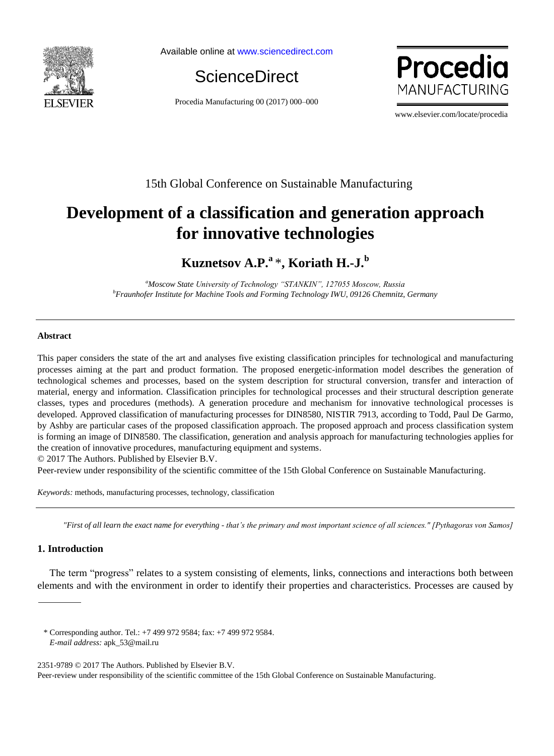15th Global Conference on Sustainable Manufacturing

# Development of a classification and generation approach for innovative technologies

**Kuznetsov A.P.[a] \*, Koriath H.-J.[b]**

*[a]Moscow State University of Technology "STANKIN", 127055 Moscow, Russia*
*[b]Fraunhofer Institute for Machine Tools and Forming Technology IWU, 09126 Chemnitz, Germany*

---

### Abstract

This paper considers the state of the art and analyses five existing classification principles for technological and manufacturing processes aiming at the part and product formation. The proposed energetic-information model describes the generation of technological schemes and processes, based on the system description for structural conversion, transfer and interaction of material, energy and information. Classification principles for technological processes and their structural description generate classes, types and procedures (methods). A generation procedure and mechanism for innovative technological processes is developed. Approved classification of manufacturing processes for DIN8580, NISTIR 7913, according to Todd, Paul De Garmo, by Ashby are particular cases of the proposed classification approach. The proposed approach and process classification system is forming an image of DIN8580. The classification, generation and analysis approach for manufacturing technologies applies for the creation of innovative procedures, manufacturing equipment and systems.

© 2017 The Authors. Published by Elsevier B.V.

Peer-review under responsibility of the scientific committee of the 15th Global Conference on Sustainable Manufacturing.

*Keywords:* methods, manufacturing processes, technology, classification

---

*"First of all learn the exact name for everything - that's the primary and most important science of all sciences." [Pythagoras von Samos]*

## 1. Introduction

The term "progress" relates to a system consisting of elements, links, connections and interactions both between elements and with the environment in order to identify their properties and characteristics. Processes are caused by

\* Corresponding author. Tel.: +7 499 972 9584; fax: +7 499 972 9584.
*E-mail address:* apk_53@mail.ru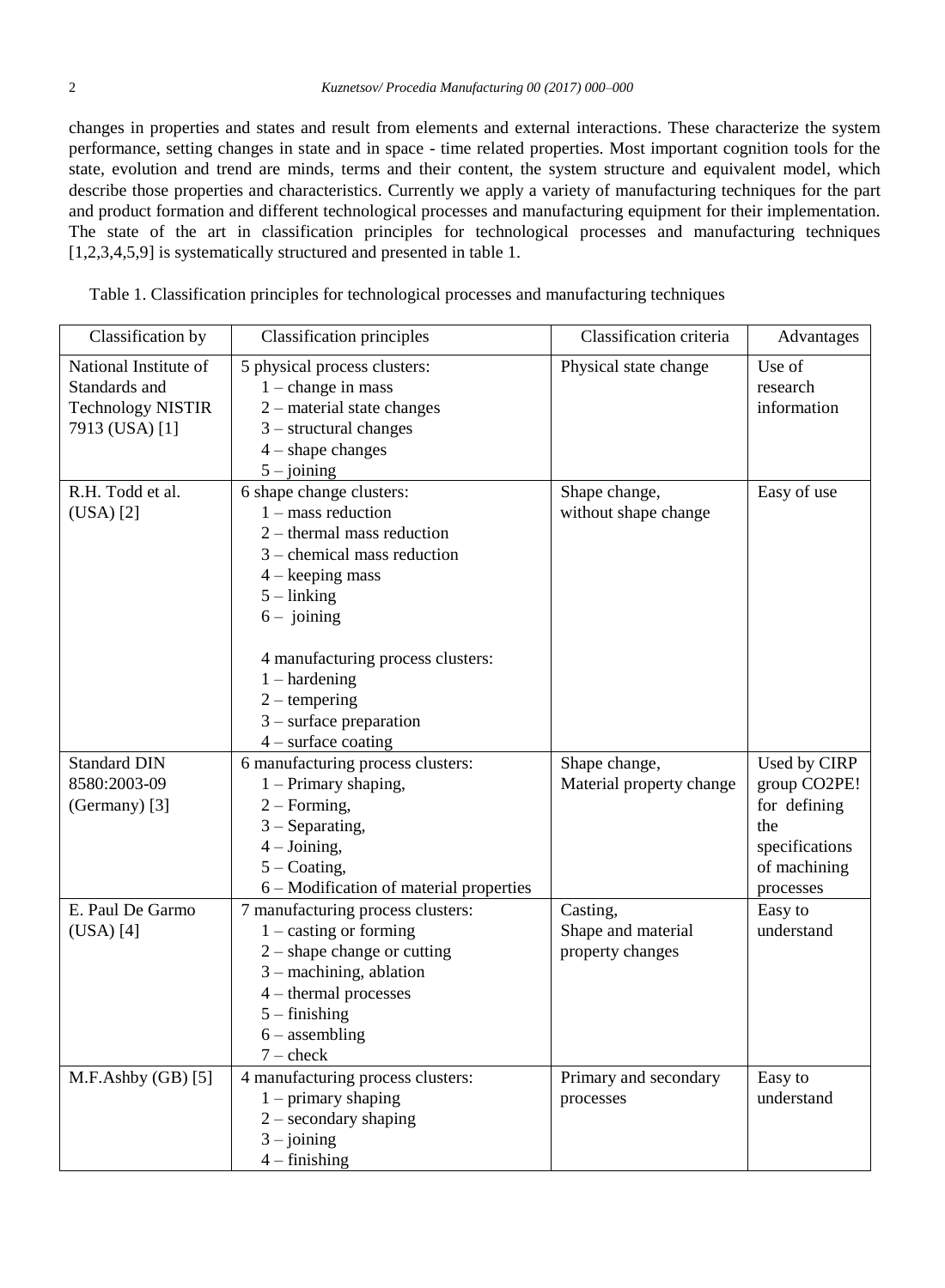changes in properties and states and result from elements and external interactions. These characterize the system performance, setting changes in state and in space - time related properties. Most important cognition tools for the state, evolution and trend are minds, terms and their content, the system structure and equivalent model, which describe those properties and characteristics. Currently we apply a variety of manufacturing techniques for the part and product formation and different technological processes and manufacturing equipment for their implementation. The state of the art in classification principles for technological processes and manufacturing techniques [1,2,3,4,5,9] is systematically structured and presented in table 1.

Table 1. Classification principles for technological processes and manufacturing techniques

| Classification by | Classification principles | Classification criteria | Advantages |
|---|---|---|---|
| National Institute of Standards and Technology NISTIR 7913 (USA) [1] | 5 physical process clusters:<br>1 – change in mass<br>2 – material state changes<br>3 – structural changes<br>4 – shape changes<br>5 – joining | Physical state change | Use of research information |
| R.H. Todd et al. (USA) [2] | 6 shape change clusters:<br>1 – mass reduction<br>2 – thermal mass reduction<br>3 – chemical mass reduction<br>4 – keeping mass<br>5 – linking<br>6 – joining<br><br>4 manufacturing process clusters:<br>1 – hardening<br>2 – tempering<br>3 – surface preparation<br>4 – surface coating | Shape change, without shape change | Easy of use |
| Standard DIN 8580:2003-09 (Germany) [3] | 6 manufacturing process clusters:<br>1 – Primary shaping,<br>2 – Forming,<br>3 – Separating,<br>4 – Joining,<br>5 – Coating,<br>6 – Modification of material properties | Shape change, Material property change | Used by CIRP group CO2PE! for defining the specifications of machining processes |
| E. Paul De Garmo (USA) [4] | 7 manufacturing process clusters:<br>1 – casting or forming<br>2 – shape change or cutting<br>3 – machining, ablation<br>4 – thermal processes<br>5 – finishing<br>6 – assembling<br>7 – check | Casting, Shape and material property changes | Easy to understand |
| M.F.Ashby (GB) [5] | 4 manufacturing process clusters:<br>1 – primary shaping<br>2 – secondary shaping<br>3 – joining<br>4 – finishing | Primary and secondary processes | Easy to understand |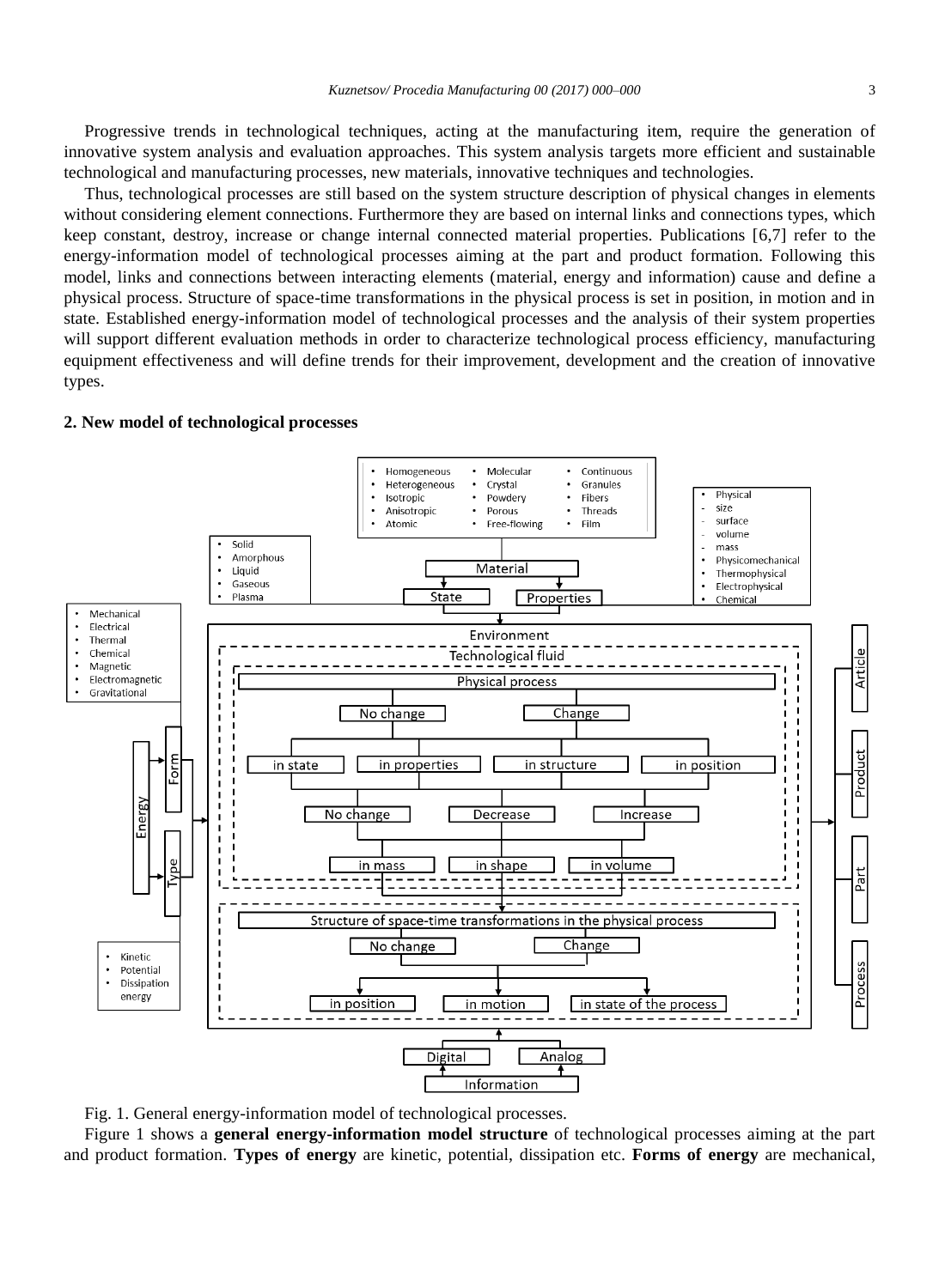Progressive trends in technological techniques, acting at the manufacturing item, require the generation of innovative system analysis and evaluation approaches. This system analysis targets more efficient and sustainable technological and manufacturing processes, new materials, innovative techniques and technologies.

Thus, technological processes are still based on the system structure description of physical changes in elements without considering element connections. Furthermore they are based on internal links and connections types, which keep constant, destroy, increase or change internal connected material properties. Publications [6,7] refer to the energy-information model of technological processes aiming at the part and product formation. Following this model, links and connections between interacting elements (material, energy and information) cause and define a physical process. Structure of space-time transformations in the physical process is set in position, in motion and in state. Established energy-information model of technological processes and the analysis of their system properties will support different evaluation methods in order to characterize technological process efficiency, manufacturing equipment effectiveness and will define trends for their improvement, development and the creation of innovative types.

## 2. New model of technological processes

Fig. 1. General energy-information model of technological processes.

Figure 1 shows a **general energy-information model structure** of technological processes aiming at the part and product formation. **Types of energy** are kinetic, potential, dissipation etc. **Forms of energy** are mechanical,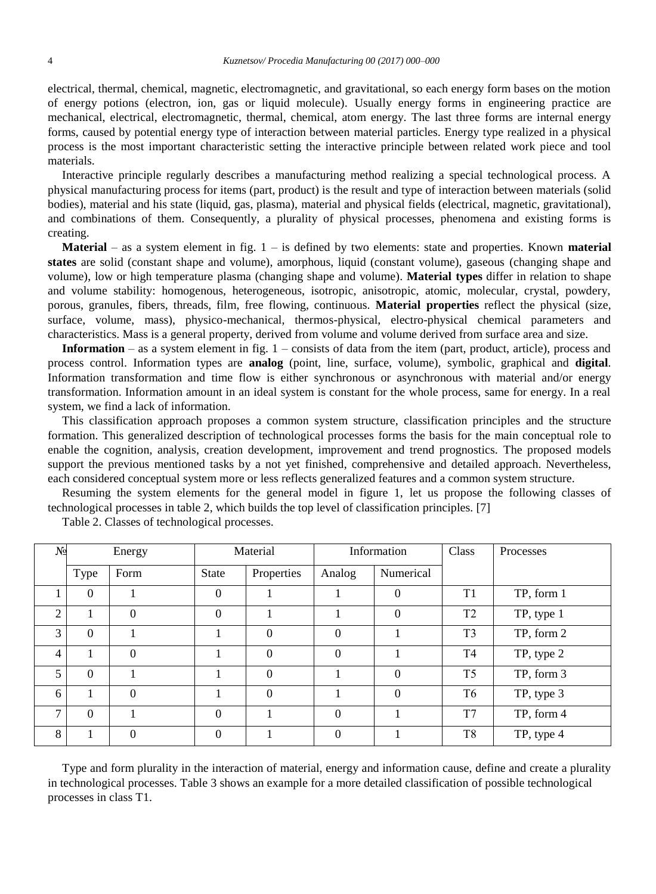electrical, thermal, chemical, magnetic, electromagnetic, and gravitational, so each energy form bases on the motion of energy potions (electron, ion, gas or liquid molecule). Usually energy forms in engineering practice are mechanical, electrical, electromagnetic, thermal, chemical, atom energy. The last three forms are internal energy forms, caused by potential energy type of interaction between material particles. Energy type realized in a physical process is the most important characteristic setting the interactive principle between related work piece and tool materials.

Interactive principle regularly describes a manufacturing method realizing a special technological process. A physical manufacturing process for items (part, product) is the result and type of interaction between materials (solid bodies), material and his state (liquid, gas, plasma), material and physical fields (electrical, magnetic, gravitational), and combinations of them. Consequently, a plurality of physical processes, phenomena and existing forms is creating.

**Material** – as a system element in fig. 1 – is defined by two elements: state and properties. Known **material states** are solid (constant shape and volume), amorphous, liquid (constant volume), gaseous (changing shape and volume), low or high temperature plasma (changing shape and volume). **Material types** differ in relation to shape and volume stability: homogenous, heterogeneous, isotropic, anisotropic, atomic, molecular, crystal, powdery, porous, granules, fibers, threads, film, free flowing, continuous. **Material properties** reflect the physical (size, surface, volume, mass), physico-mechanical, thermos-physical, electro-physical chemical parameters and characteristics. Mass is a general property, derived from volume and volume derived from surface area and size.

**Information** – as a system element in fig. 1 – consists of data from the item (part, product, article), process and process control. Information types are **analog** (point, line, surface, volume), symbolic, graphical and **digital**. Information transformation and time flow is either synchronous or asynchronous with material and/or energy transformation. Information amount in an ideal system is constant for the whole process, same for energy. In a real system, we find a lack of information.

This classification approach proposes a common system structure, classification principles and the structure formation. This generalized description of technological processes forms the basis for the main conceptual role to enable the cognition, analysis, creation development, improvement and trend prognostics. The proposed models support the previous mentioned tasks by a not yet finished, comprehensive and detailed approach. Nevertheless, each considered conceptual system more or less reflects generalized features and a common system structure.

Resuming the system elements for the general model in figure 1, let us propose the following classes of technological processes in table 2, which builds the top level of classification principles. [7]

Table 2. Classes of technological processes.

| № | Energy | | Material | | Information | | Class | Processes |
|---|---|---|---|---|---|---|---|---|
| | Type | Form | State | Properties | Analog | Numerical | | |
| 1 | 0 | 1 | 0 | 1 | 1 | 0 | T1 | TP, form 1 |
| 2 | 1 | 0 | 0 | 1 | 1 | 0 | T2 | TP, type 1 |
| 3 | 0 | 1 | 1 | 0 | 0 | 1 | T3 | TP, form 2 |
| 4 | 1 | 0 | 1 | 0 | 0 | 1 | T4 | TP, type 2 |
| 5 | 0 | 1 | 1 | 0 | 1 | 0 | T5 | TP, form 3 |
| 6 | 1 | 0 | 1 | 0 | 1 | 0 | T6 | TP, type 3 |
| 7 | 0 | 1 | 0 | 1 | 0 | 1 | T7 | TP, form 4 |
| 8 | 1 | 0 | 0 | 1 | 0 | 1 | T8 | TP, type 4 |

Type and form plurality in the interaction of material, energy and information cause, define and create a plurality in technological processes. Table 3 shows an example for a more detailed classification of possible technological processes in class T1.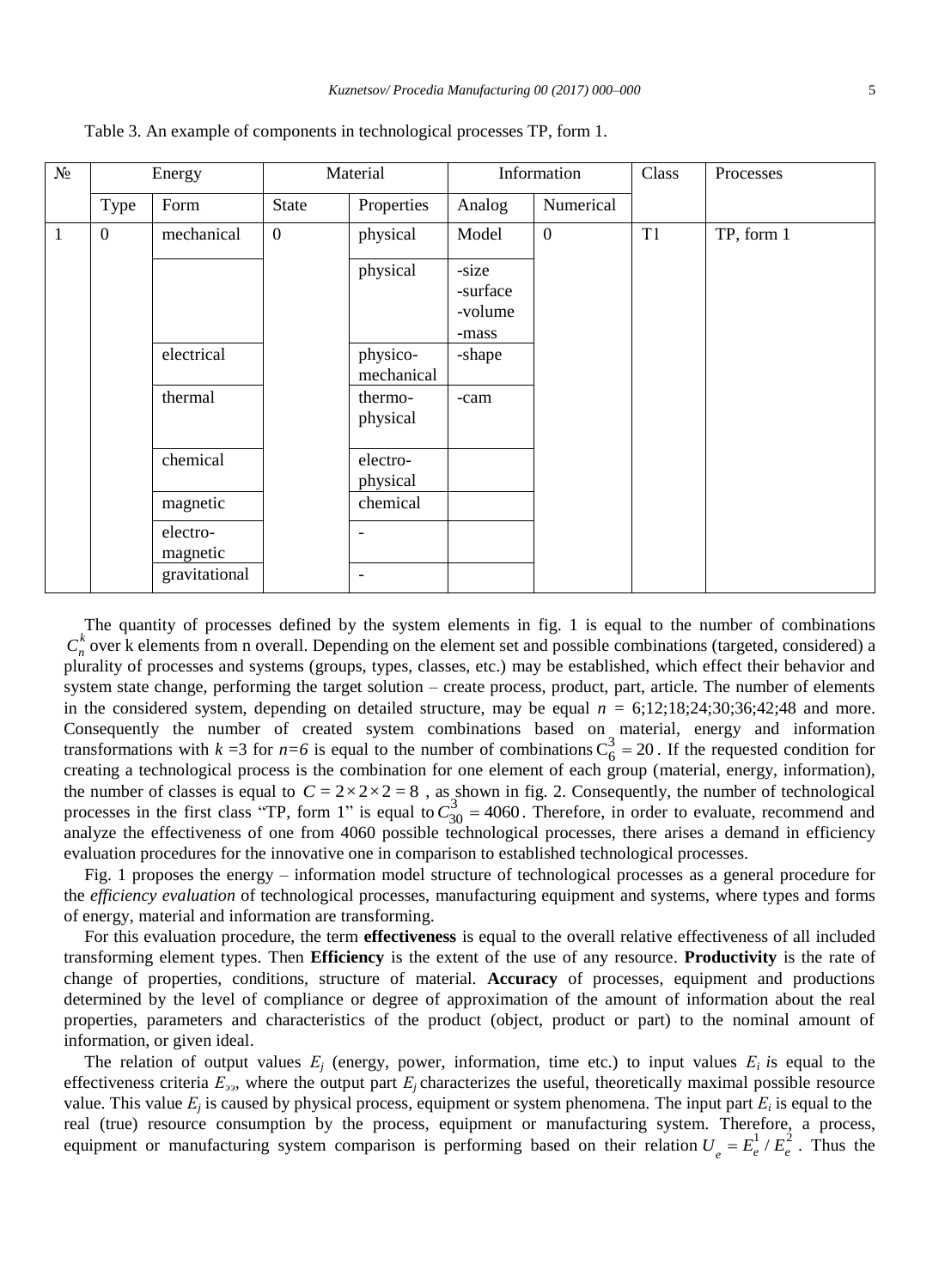Table 3. An example of components in technological processes TP, form 1.

| № | Energy | | Material | | Information | | Class | Processes |
|---|---|---|---|---|---|---|---|---|
| | Type | Form | State | Properties | Analog | Numerical | | |
| 1 | 0 | mechanical | 0 | physical | Model | 0 | T1 | TP, form 1 |
| | | | | physical | -size<br>-surface<br>-volume<br>-mass | | | |
| | | electrical | | physico-mechanical | -shape | | | |
| | | thermal | | thermo-physical | -cam | | | |
| | | chemical | | electro-physical | | | | |
| | | magnetic | | chemical | | | | |
| | | electro-magnetic | | - | | | | |
| | | gravitational | | - | | | | |

The quantity of processes defined by the system elements in fig. 1 is equal to the number of combinations $C_n^k$ over k elements from n overall. Depending on the element set and possible combinations (targeted, considered) a plurality of processes and systems (groups, types, classes, etc.) may be established, which effect their behavior and system state change, performing the target solution – create process, product, part, article. The number of elements in the considered system, depending on detailed structure, may be equal $n$ = 6;12;18;24;30;36;42;48 and more. Consequently the number of created system combinations based on material, energy and information transformations with $k$ =3 for $n$=6 is equal to the number of combinations $C_6^3 = 20$. If the requested condition for creating a technological process is the combination for one element of each group (material, energy, information), the number of classes is equal to $C = 2 \times 2 \times 2 = 8$ , as shown in fig. 2. Consequently, the number of technological processes in the first class "TP, form 1" is equal to $C_{30}^3 = 4060$. Therefore, in order to evaluate, recommend and analyze the effectiveness of one from 4060 possible technological processes, there arises a demand in efficiency evaluation procedures for the innovative one in comparison to established technological processes.

Fig. 1 proposes the energy – information model structure of technological processes as a general procedure for the *efficiency evaluation* of technological processes, manufacturing equipment and systems, where types and forms of energy, material and information are transforming.

For this evaluation procedure, the term **effectiveness** is equal to the overall relative effectiveness of all included transforming element types. Then **Efficiency** is the extent of the use of any resource. **Productivity** is the rate of change of properties, conditions, structure of material. **Accuracy** of processes, equipment and productions determined by the level of compliance or degree of approximation of the amount of information about the real properties, parameters and characteristics of the product (object, product or part) to the nominal amount of information, or given ideal.

The relation of output values $E_j$ (energy, power, information, time etc.) to input values $E_i$ is equal to the effectiveness criteria $E_{ээ}$, where the output part $E_j$ characterizes the useful, theoretically maximal possible resource value. This value $E_j$ is caused by physical process, equipment or system phenomena. The input part $E_i$ is equal to the real (true) resource consumption by the process, equipment or manufacturing system. Therefore, a process, equipment or manufacturing system comparison is performing based on their relation $U_e = E_e^1 / E_e^2$ . Thus the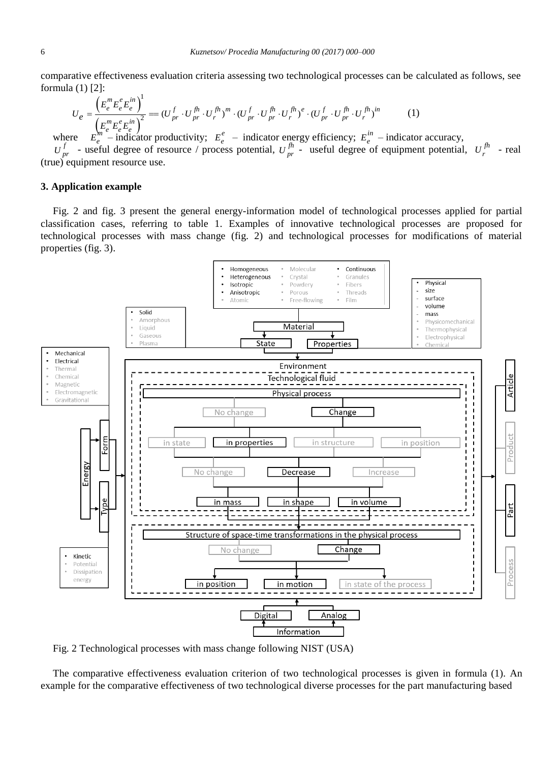comparative effectiveness evaluation criteria assessing two technological processes can be calculated as follows, see formula (1) [2]:

$$U_e = \frac{\left(E_e^m E_e^e E_e^{in}\right)^1}{\left(E_e^m E_e^e E_e^{in}\right)^2} = (U_{pr}^f \cdot U_{pr}^{fh} \cdot U_r^{fh})^m \cdot (U_{pr}^f \cdot U_{pr}^{fh} \cdot U_r^{fh})^e \cdot (U_{pr}^f \cdot U_{pr}^{fh} \cdot U_r^{fh})^{in} \qquad (1)$$

where $E_e^m$ – indicator productivity; $E_e^e$ – indicator energy efficiency; $E_e^{in}$ – indicator accuracy, $U_{pr}^f$ - useful degree of resource / process potential, $U_{pr}^{fh}$ - useful degree of equipment potential, $U_r^{fh}$ - real (true) equipment resource use.

### 3. Application example

Fig. 2 and fig. 3 present the general energy-information model of technological processes applied for partial classification cases, referring to table 1. Examples of innovative technological processes are proposed for technological processes with mass change (fig. 2) and technological processes for modifications of material properties (fig. 3).

Fig. 2 Technological processes with mass change following NIST (USA)

The comparative effectiveness evaluation criterion of two technological processes is given in formula (1). An example for the comparative effectiveness of two technological diverse processes for the part manufacturing based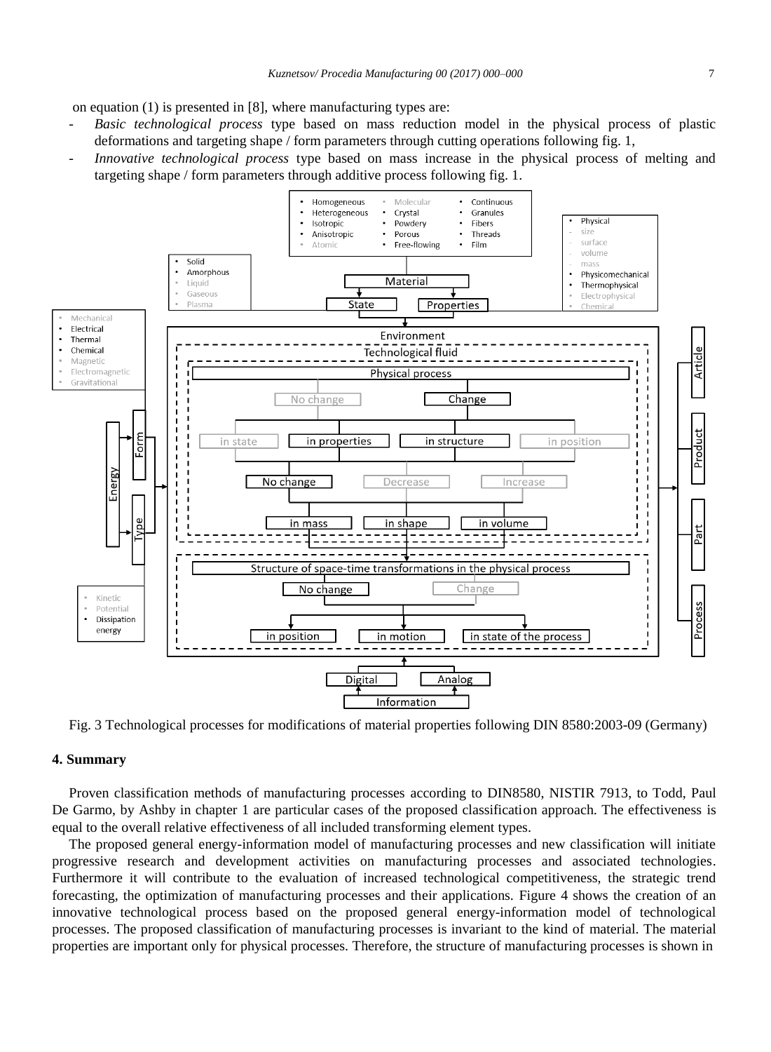on equation (1) is presented in [8], where manufacturing types are:

- *Basic technological process* type based on mass reduction model in the physical process of plastic deformations and targeting shape / form parameters through cutting operations following fig. 1,
- *Innovative technological process* type based on mass increase in the physical process of melting and targeting shape / form parameters through additive process following fig. 1.

Fig. 3 Technological processes for modifications of material properties following DIN 8580:2003-09 (Germany)

## 4. Summary

Proven classification methods of manufacturing processes according to DIN8580, NISTIR 7913, to Todd, Paul De Garmo, by Ashby in chapter 1 are particular cases of the proposed classification approach. The effectiveness is equal to the overall relative effectiveness of all included transforming element types.

The proposed general energy-information model of manufacturing processes and new classification will initiate progressive research and development activities on manufacturing processes and associated technologies. Furthermore it will contribute to the evaluation of increased technological competitiveness, the strategic trend forecasting, the optimization of manufacturing processes and their applications. Figure 4 shows the creation of an innovative technological process based on the proposed general energy-information model of technological processes. The proposed classification of manufacturing processes is invariant to the kind of material. The material properties are important only for physical processes. Therefore, the structure of manufacturing processes is shown in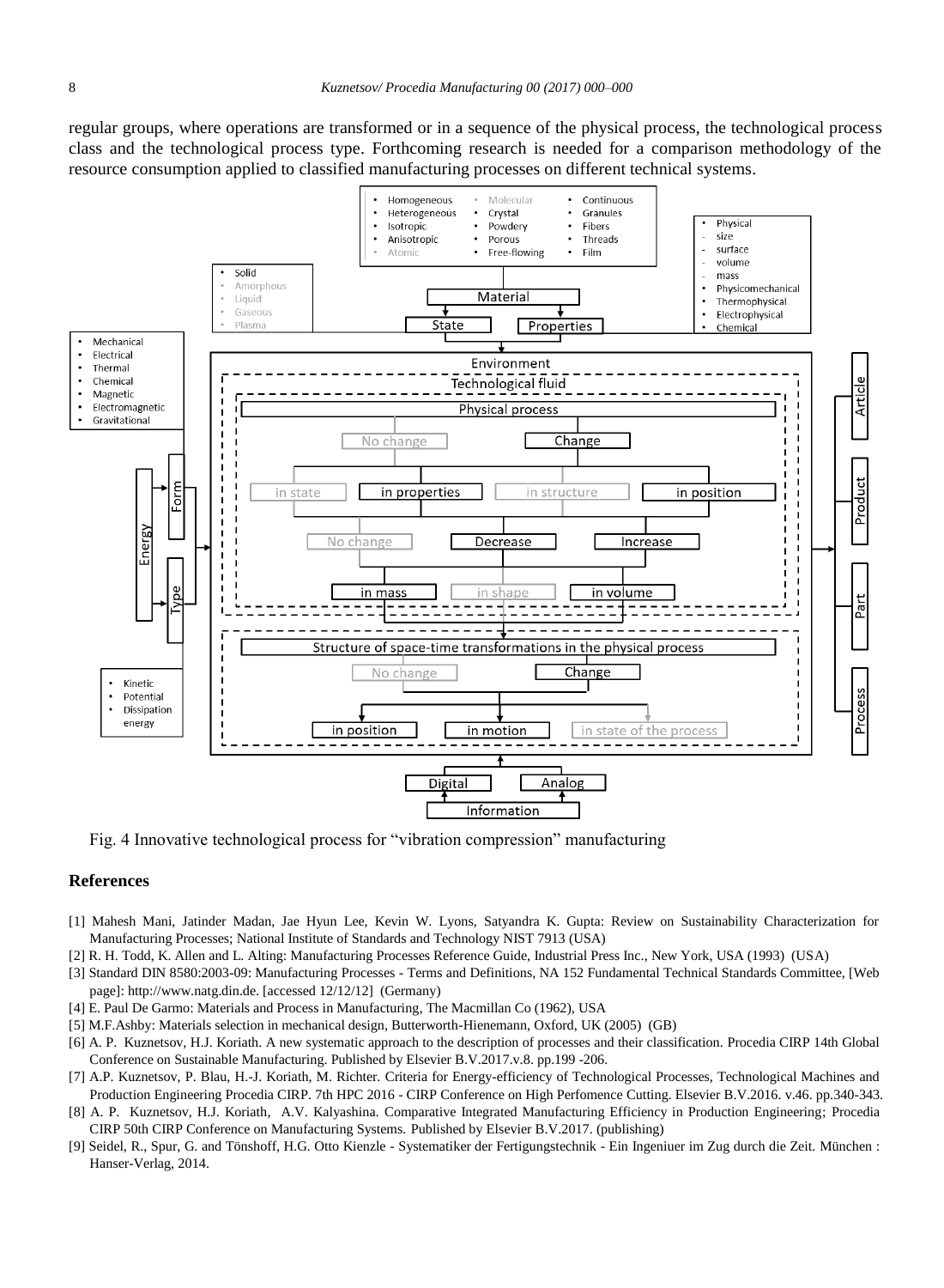regular groups, where operations are transformed or in a sequence of the physical process, the technological process class and the technological process type. Forthcoming research is needed for a comparison methodology of the resource consumption applied to classified manufacturing processes on different technical systems.

Fig. 4 Innovative technological process for "vibration compression" manufacturing

## References

[1] Mahesh Mani, Jatinder Madan, Jae Hyun Lee, Kevin W. Lyons, Satyandra K. Gupta: Review on Sustainability Characterization for Manufacturing Processes; National Institute of Standards and Technology NIST 7913 (USA)

[2] R. H. Todd, K. Allen and L. Alting: Manufacturing Processes Reference Guide, Industrial Press Inc., New York, USA (1993) (USA)

[3] Standard DIN 8580:2003-09: Manufacturing Processes - Terms and Definitions, NA 152 Fundamental Technical Standards Committee, [Web page]: http://www.natg.din.de. [accessed 12/12/12] (Germany)

[4] E. Paul De Garmo: Materials and Process in Manufacturing, The Macmillan Co (1962), USA

[5] M.F.Ashby: Materials selection in mechanical design, Butterworth-Hienemann, Oxford, UK (2005) (GB)

[6] A. P. Kuznetsov, H.J. Koriath. A new systematic approach to the description of processes and their classification. Procedia CIRP 14th Global Conference on Sustainable Manufacturing. Published by Elsevier B.V.2017.v.8. pp.199 -206.

[7] A.P. Kuznetsov, P. Blau, H.-J. Koriath, M. Richter. Criteria for Energy-efficiency of Technological Processes, Technological Machines and Production Engineering Procedia CIRP. 7th HPC 2016 - CIRP Conference on High Perfomence Cutting. Elsevier B.V.2016. v.46. pp.340-343.

[8] A. P. Kuznetsov, H.J. Koriath, A.V. Kalyashina. Comparative Integrated Manufacturing Efficiency in Production Engineering; Procedia CIRP 50th CIRP Conference on Manufacturing Systems. Published by Elsevier B.V.2017. (publishing)

[9] Seidel, R., Spur, G. and Tönshoff, H.G. Otto Kienzle - Systematiker der Fertigungstechnik - Ein Ingeniuer im Zug durch die Zeit. München : Hanser-Verlag, 2014.